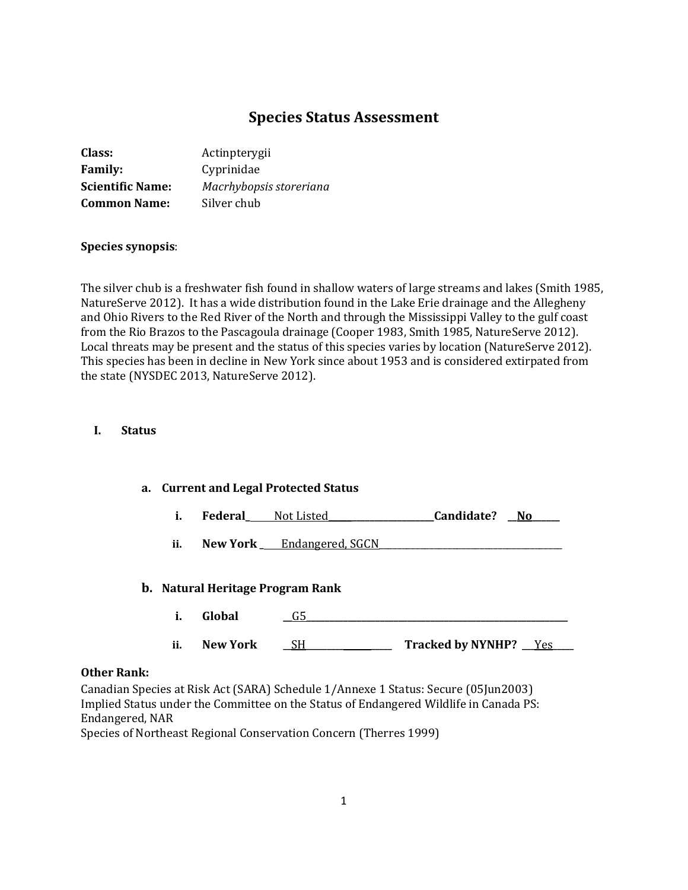# Species Status Assessment

**Class:** Actinpterygii
**Family:** Cyprinidae
**Scientific Name:** *Macrhybopsis storeriana*
**Common Name:** Silver chub

**Species synopsis**:

The silver chub is a freshwater fish found in shallow waters of large streams and lakes (Smith 1985, NatureServe 2012). It has a wide distribution found in the Lake Erie drainage and the Allegheny and Ohio Rivers to the Red River of the North and through the Mississippi Valley to the gulf coast from the Rio Brazos to the Pascagoula drainage (Cooper 1983, Smith 1985, NatureServe 2012). Local threats may be present and the status of this species varies by location (NatureServe 2012). This species has been in decline in New York since about 1953 and is considered extirpated from the state (NYSDEC 2013, NatureServe 2012).

## I. Status

### a. Current and Legal Protected Status

i. **Federal** Not Listed **Candidate?** **No**

ii. **New York** Endangered, SGCN

### b. Natural Heritage Program Rank

i. **Global** G5

ii. **New York** SH **Tracked by NYNHP?** Yes

**Other Rank:**
Canadian Species at Risk Act (SARA) Schedule 1/Annexe 1 Status: Secure (05Jun2003)
Implied Status under the Committee on the Status of Endangered Wildlife in Canada PS: Endangered, NAR
Species of Northeast Regional Conservation Concern (Therres 1999)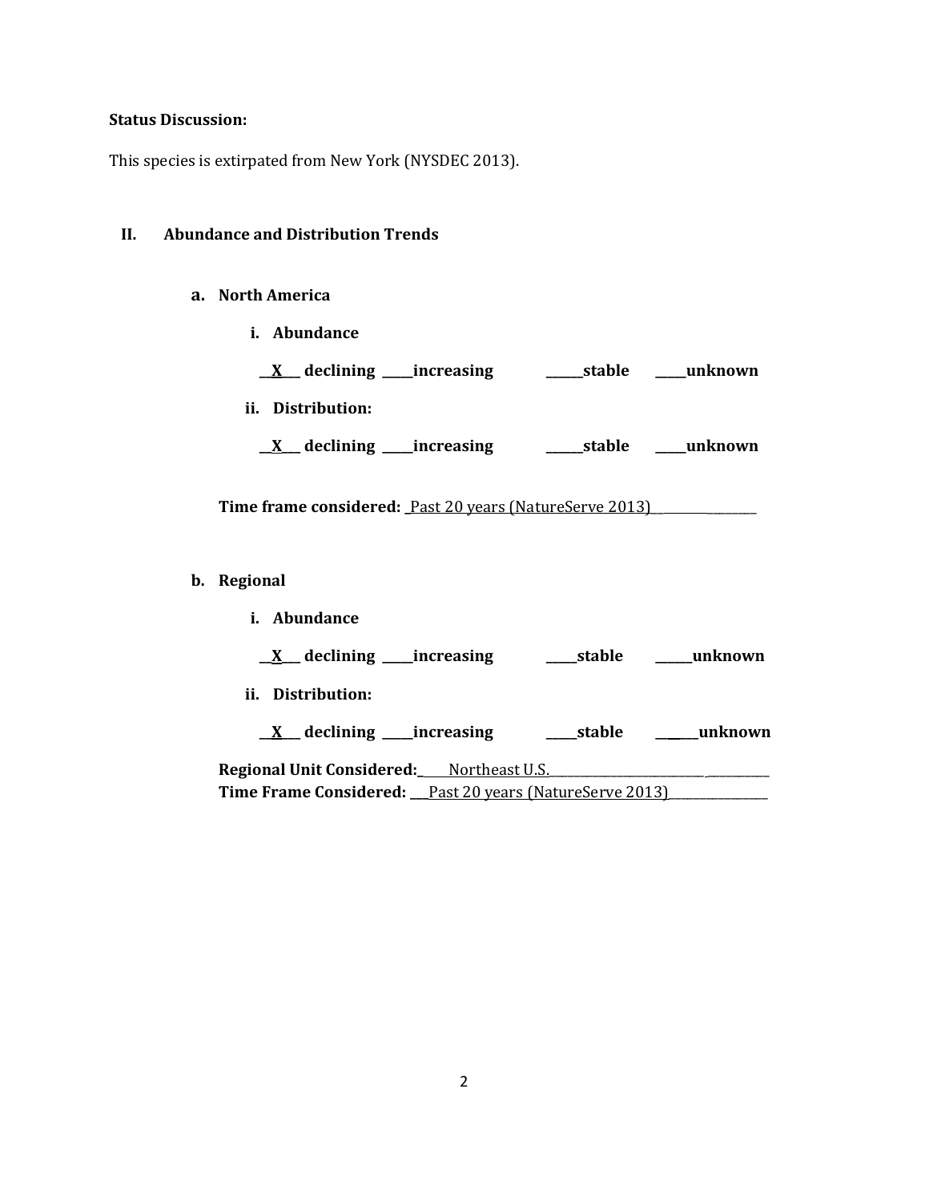**Status Discussion:**

This species is extirpated from New York (NYSDEC 2013).

## II. Abundance and Distribution Trends

### a. North America

**i. Abundance**

**\_\_X\_\_ declining \_\_\_\_increasing \_\_\_\_\_stable \_\_\_\_unknown**

**ii. Distribution:**

**\_\_X\_\_ declining \_\_\_\_increasing \_\_\_\_\_stable \_\_\_\_unknown**

**Time frame considered:** Past 20 years (NatureServe 2013)

### b. Regional

**i. Abundance**

**\_\_X\_\_ declining \_\_\_\_increasing \_\_\_\_stable \_\_\_\_\_unknown**

**ii. Distribution:**

**\_\_X\_\_ declining \_\_\_\_increasing \_\_\_\_stable \_\_\_\_\_unknown**

**Regional Unit Considered:** Northeast U.S.
**Time Frame Considered:** Past 20 years (NatureServe 2013)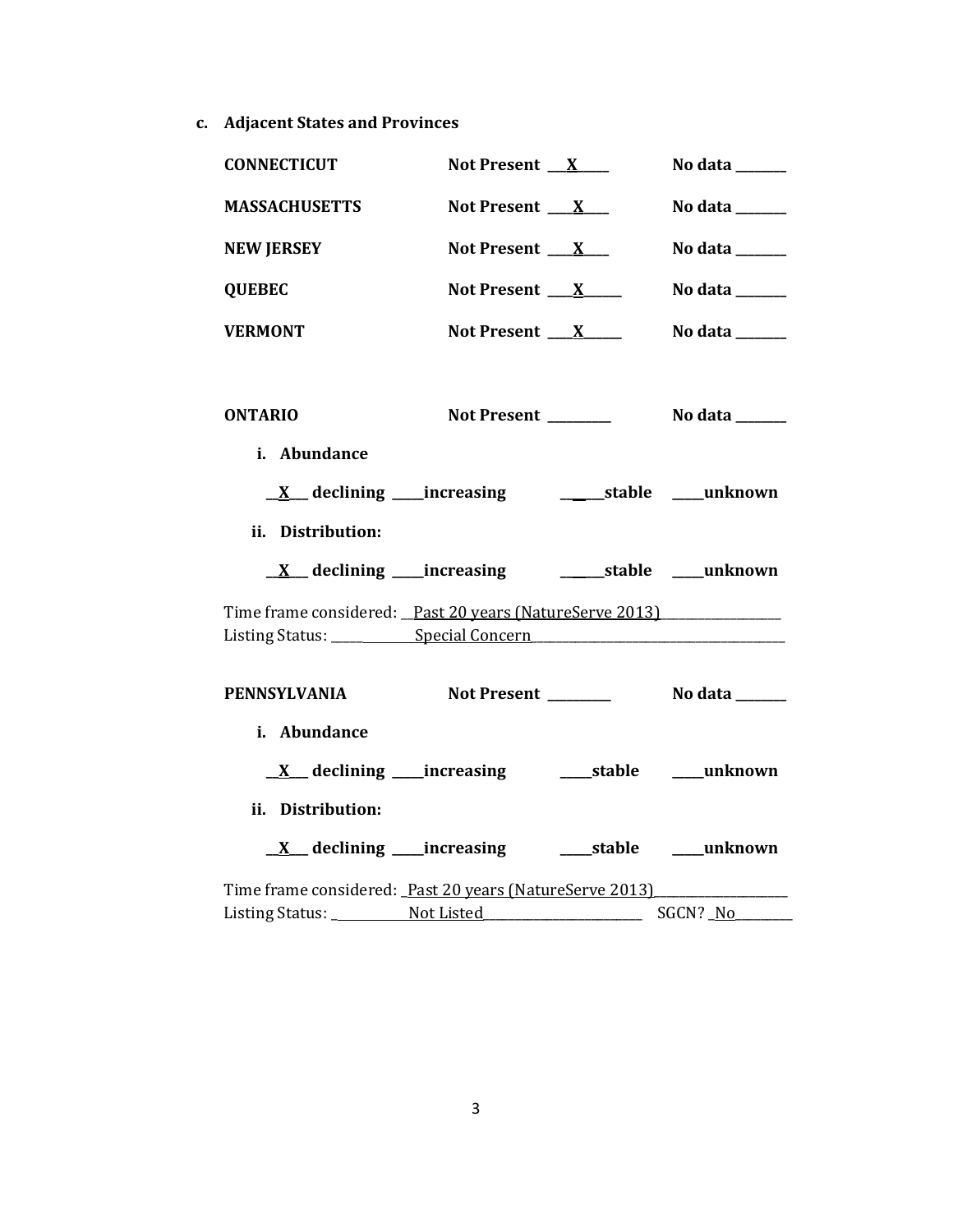**c. Adjacent States and Provinces**

**CONNECTICUT** **Not Present** __X__ **No data** ______

**MASSACHUSETTS** **Not Present** __X__ **No data** ______

**NEW JERSEY** **Not Present** __X__ **No data** ______

**QUEBEC** **Not Present** __X__ **No data** ______

**VERMONT** **Not Present** __X__ **No data** ______

**ONTARIO** **Not Present** ______ **No data** ______

**i. Abundance**

**__X__ declining ____increasing ______stable ____unknown**

**ii. Distribution:**

**__X__ declining ____increasing ______stable ____unknown**

Time frame considered: Past 20 years (NatureServe 2013)
Listing Status: Special Concern

**PENNSYLVANIA** **Not Present** ______ **No data** ______

**i. Abundance**

**__X__ declining ____increasing ____stable ____unknown**

**ii. Distribution:**

**__X__ declining ____increasing ____stable ____unknown**

Time frame considered: Past 20 years (NatureServe 2013)
Listing Status: Not Listed SGCN? No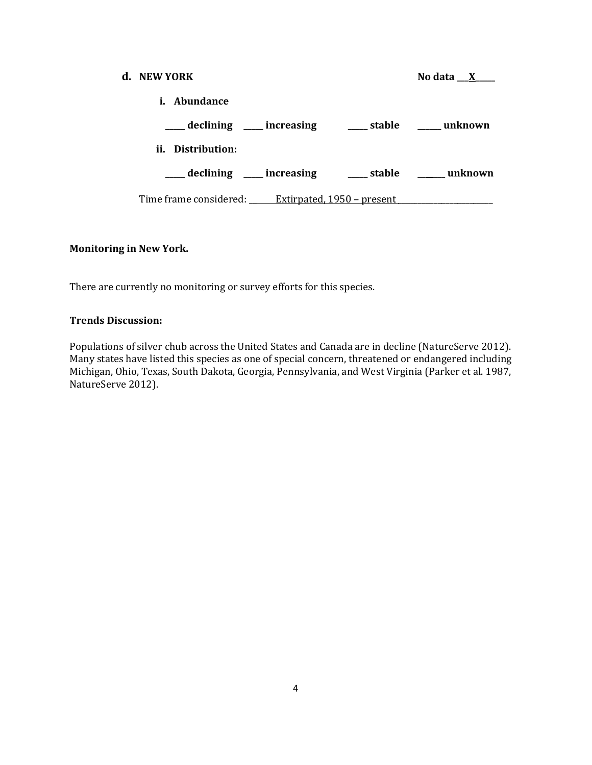**d. NEW YORK** **No data \_\_\_X\_\_\_\_\_**

**i. Abundance**

**\_\_\_\_\_ declining \_\_\_\_\_ increasing \_\_\_\_\_ stable \_\_\_\_\_\_ unknown**

**ii. Distribution:**

**\_\_\_\_\_ declining \_\_\_\_\_ increasing \_\_\_\_\_ stable \_\_\_\_\_\_ unknown**

Time frame considered: \_\_\_\_\_\_Extirpated, 1950 – present\_\_\_\_\_\_\_\_\_\_\_\_\_\_\_\_\_\_\_\_\_\_\_\_\_

**Monitoring in New York.**

There are currently no monitoring or survey efforts for this species.

**Trends Discussion:**

Populations of silver chub across the United States and Canada are in decline (NatureServe 2012). Many states have listed this species as one of special concern, threatened or endangered including Michigan, Ohio, Texas, South Dakota, Georgia, Pennsylvania, and West Virginia (Parker et al. 1987, NatureServe 2012).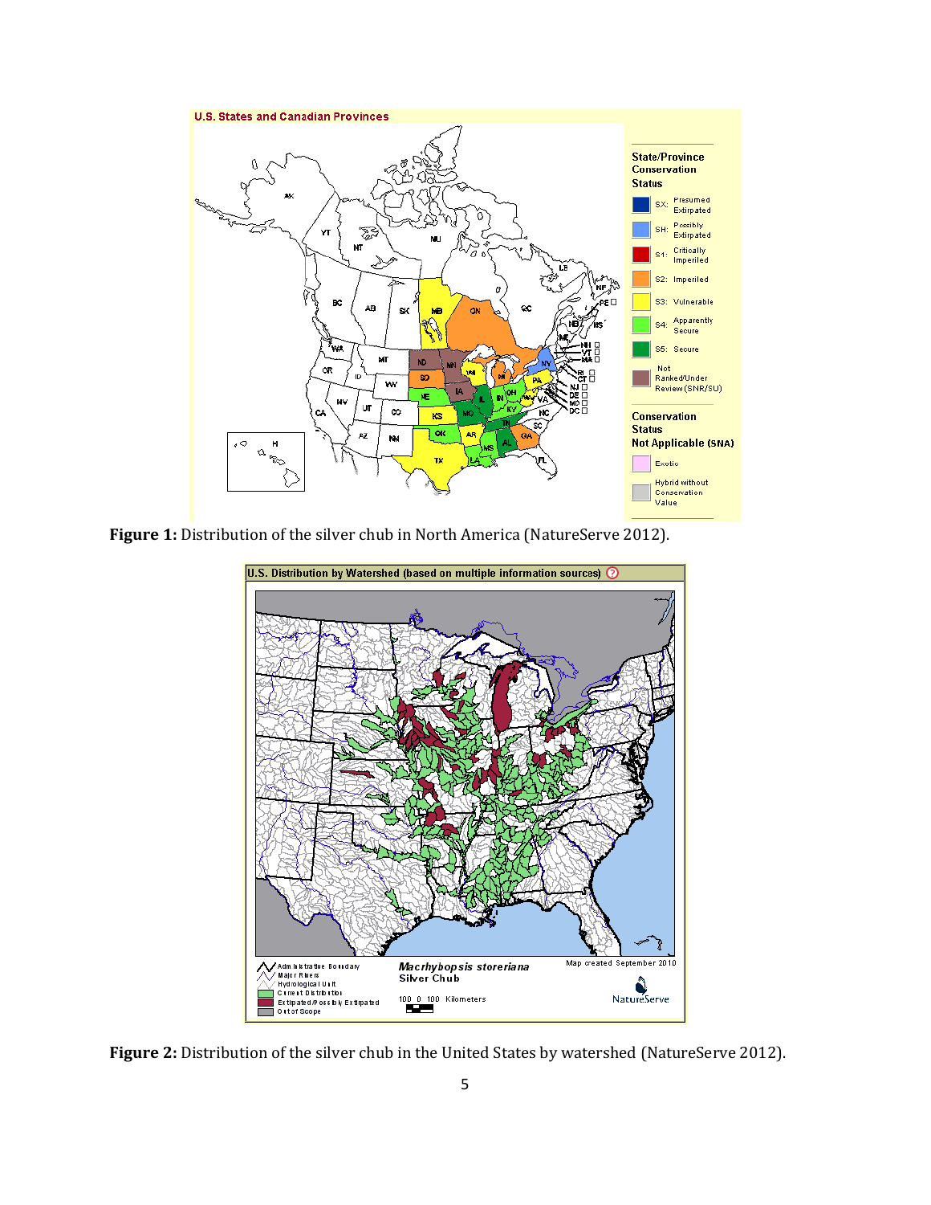**Figure 1:** Distribution of the silver chub in North America (NatureServe 2012).

**Figure 2:** Distribution of the silver chub in the United States by watershed (NatureServe 2012).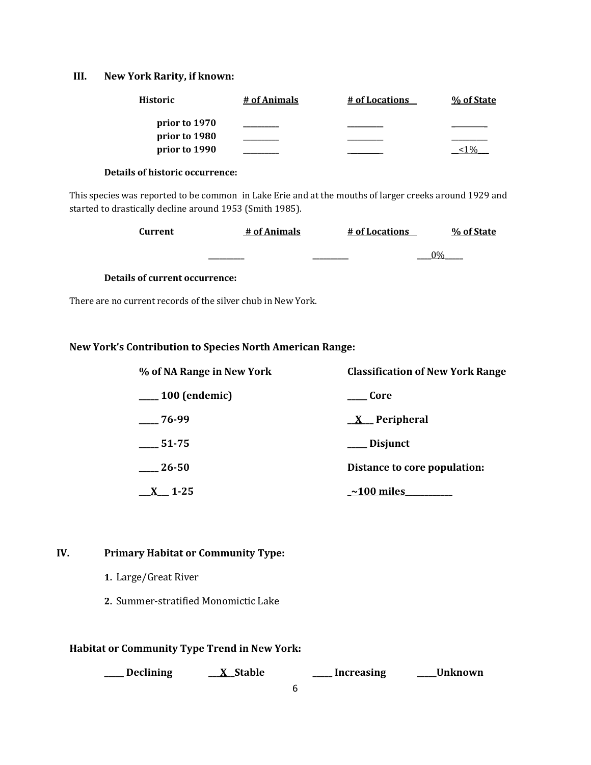### III. New York Rarity, if known:

| Historic | # of Animals | # of Locations | % of State |
|---|---|---|---|
| prior to 1970 | ________ | ________ | ________ |
| prior to 1980 | ________ | ________ | ________ |
| prior to 1990 | ________ | ________ | <1% |

**Details of historic occurrence:**

This species was reported to be common in Lake Erie and at the mouths of larger creeks around 1929 and started to drastically decline around 1953 (Smith 1985).

| Current | # of Animals | # of Locations | % of State |
|---|---|---|---|
| | ________ | ________ | 0% |

**Details of current occurrence:**

There are no current records of the silver chub in New York.

**New York's Contribution to Species North American Range:**

| % of NA Range in New York | Classification of New York Range |
|---|---|
| ____ 100 (endemic) | ____ Core |
| ____ 76-99 | X Peripheral |
| ____ 51-75 | ____ Disjunct |
| ____ 26-50 | **Distance to core population:** |
| X 1-25 | ~100 miles |

### IV. Primary Habitat or Community Type:

1. Large/Great River
2. Summer-stratified Monomictic Lake

**Habitat or Community Type Trend in New York:**

____ Declining X Stable ____ Increasing ____ Unknown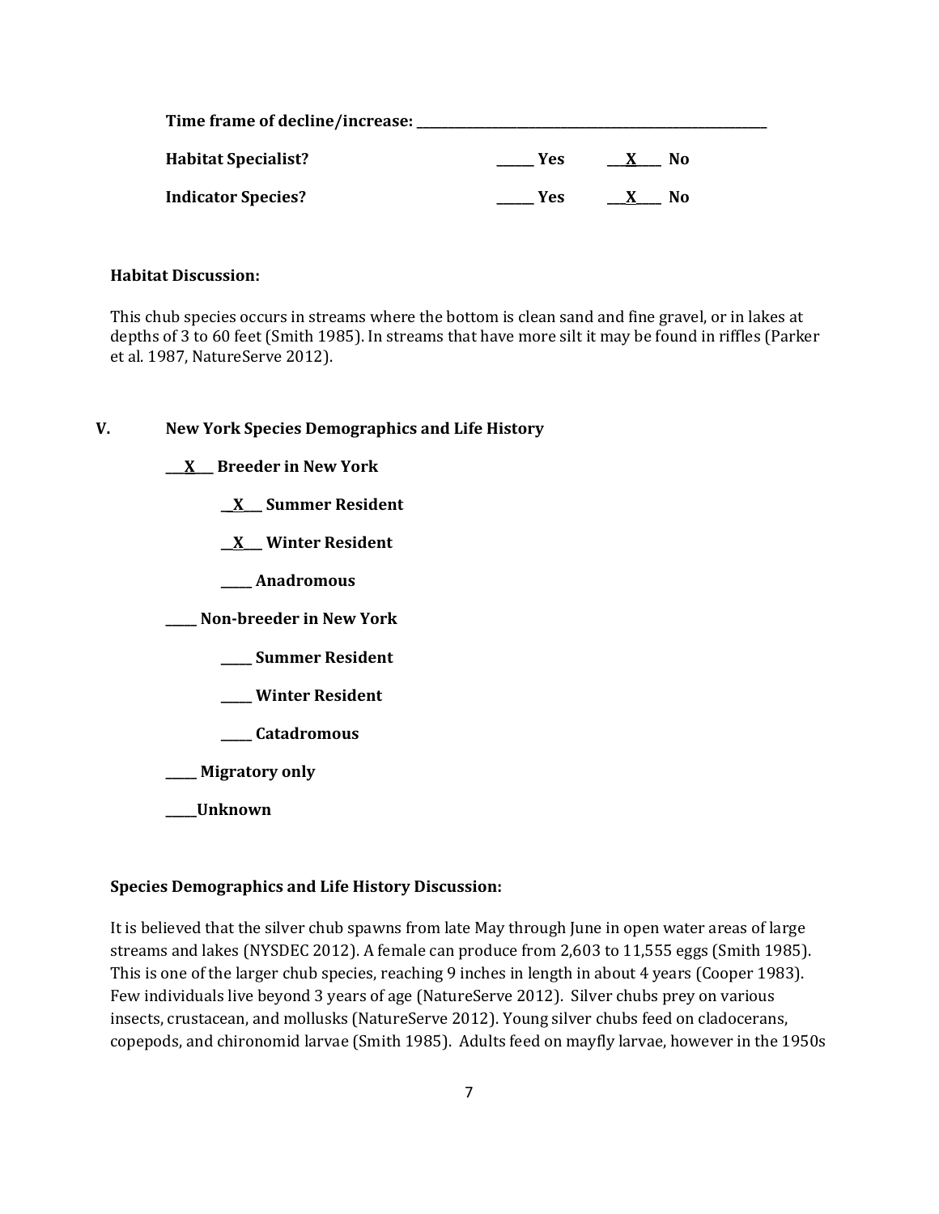**Time frame of decline/increase:** ___________________________________________________

**Habitat Specialist?** ______ Yes ___X____ No

**Indicator Species?** ______ Yes ___X____ No

**Habitat Discussion:**

This chub species occurs in streams where the bottom is clean sand and fine gravel, or in lakes at depths of 3 to 60 feet (Smith 1985). In streams that have more silt it may be found in riffles (Parker et al. 1987, NatureServe 2012).

## V. New York Species Demographics and Life History

**___X___ Breeder in New York**

  **__X___ Summer Resident**

  **__X___ Winter Resident**

  **_____ Anadromous**

**_____ Non-breeder in New York**

  **_____ Summer Resident**

  **_____ Winter Resident**

  **_____ Catadromous**

**_____ Migratory only**

**_____Unknown**

**Species Demographics and Life History Discussion:**

It is believed that the silver chub spawns from late May through June in open water areas of large streams and lakes (NYSDEC 2012). A female can produce from 2,603 to 11,555 eggs (Smith 1985). This is one of the larger chub species, reaching 9 inches in length in about 4 years (Cooper 1983). Few individuals live beyond 3 years of age (NatureServe 2012). Silver chubs prey on various insects, crustacean, and mollusks (NatureServe 2012). Young silver chubs feed on cladocerans, copepods, and chironomid larvae (Smith 1985). Adults feed on mayfly larvae, however in the 1950s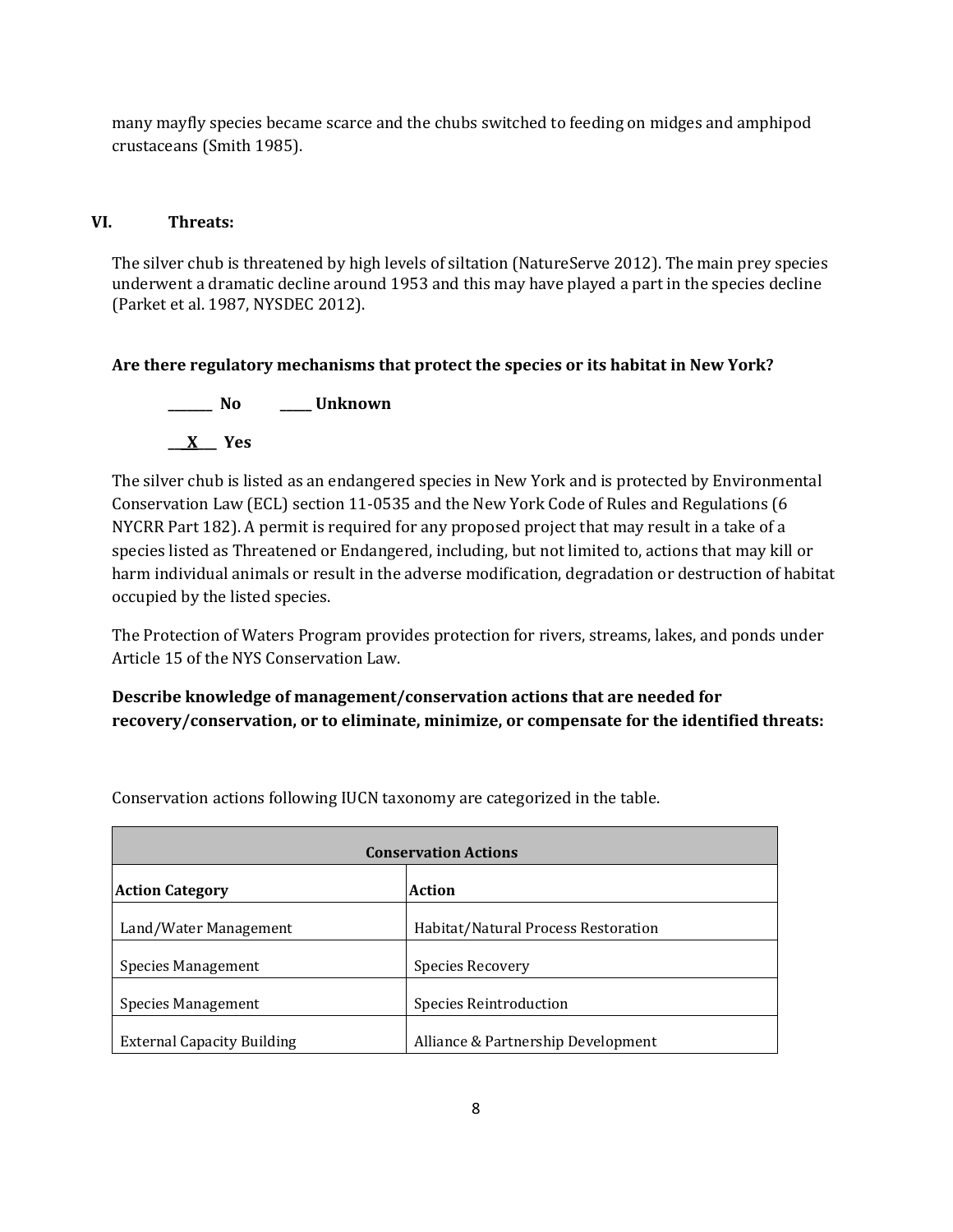many mayfly species became scarce and the chubs switched to feeding on midges and amphipod crustaceans (Smith 1985).

## VI. Threats:

The silver chub is threatened by high levels of siltation (NatureServe 2012). The main prey species underwent a dramatic decline around 1953 and this may have played a part in the species decline (Parket et al. 1987, NYSDEC 2012).

**Are there regulatory mechanisms that protect the species or its habitat in New York?**

**_______ No &nbsp;&nbsp;&nbsp;&nbsp; _____ Unknown**

**\_\_X\_\_ Yes**

The silver chub is listed as an endangered species in New York and is protected by Environmental Conservation Law (ECL) section 11-0535 and the New York Code of Rules and Regulations (6 NYCRR Part 182). A permit is required for any proposed project that may result in a take of a species listed as Threatened or Endangered, including, but not limited to, actions that may kill or harm individual animals or result in the adverse modification, degradation or destruction of habitat occupied by the listed species.

The Protection of Waters Program provides protection for rivers, streams, lakes, and ponds under Article 15 of the NYS Conservation Law.

**Describe knowledge of management/conservation actions that are needed for recovery/conservation, or to eliminate, minimize, or compensate for the identified threats:**

Conservation actions following IUCN taxonomy are categorized in the table.

| **Conservation Actions** | |
|---|---|
| **Action Category** | **Action** |
| Land/Water Management | Habitat/Natural Process Restoration |
| Species Management | Species Recovery |
| Species Management | Species Reintroduction |
| External Capacity Building | Alliance & Partnership Development |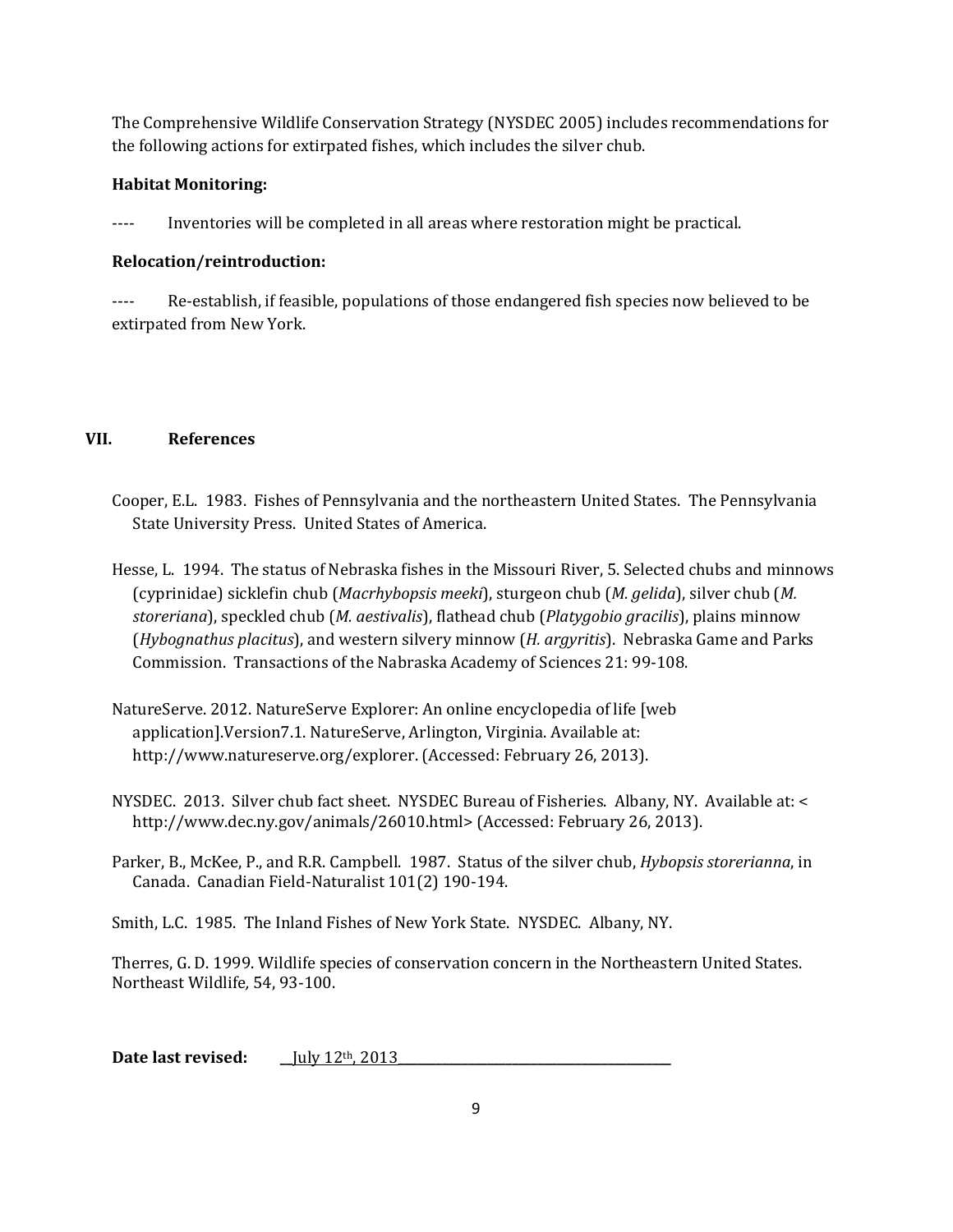The Comprehensive Wildlife Conservation Strategy (NYSDEC 2005) includes recommendations for the following actions for extirpated fishes, which includes the silver chub.

**Habitat Monitoring:**

---- Inventories will be completed in all areas where restoration might be practical.

**Relocation/reintroduction:**

---- Re-establish, if feasible, populations of those endangered fish species now believed to be extirpated from New York.

## VII. References

Cooper, E.L. 1983. Fishes of Pennsylvania and the northeastern United States. The Pennsylvania State University Press. United States of America.

Hesse, L. 1994. The status of Nebraska fishes in the Missouri River, 5. Selected chubs and minnows (cyprinidae) sicklefin chub (*Macrhybopsis meeki*), sturgeon chub (*M. gelida*), silver chub (*M. storeriana*), speckled chub (*M. aestivalis*), flathead chub (*Platygobio gracilis*), plains minnow (*Hybognathus placitus*), and western silvery minnow (*H. argyritis*). Nebraska Game and Parks Commission. Transactions of the Nabraska Academy of Sciences 21: 99-108.

NatureServe. 2012. NatureServe Explorer: An online encyclopedia of life [web application].Version7.1. NatureServe, Arlington, Virginia. Available at: http://www.natureserve.org/explorer. (Accessed: February 26, 2013).

NYSDEC. 2013. Silver chub fact sheet. NYSDEC Bureau of Fisheries. Albany, NY. Available at: < http://www.dec.ny.gov/animals/26010.html> (Accessed: February 26, 2013).

Parker, B., McKee, P., and R.R. Campbell. 1987. Status of the silver chub, *Hybopsis storerianna*, in Canada. Canadian Field-Naturalist 101(2) 190-194.

Smith, L.C. 1985. The Inland Fishes of New York State. NYSDEC. Albany, NY.

Therres, G. D. 1999. Wildlife species of conservation concern in the Northeastern United States. Northeast Wildlife*,* 54, 93-100.

**Date last revised:** \_\_July 12th, 2013\_\_\_\_\_\_\_\_\_\_\_\_\_\_\_\_\_\_\_\_\_\_\_\_\_\_\_\_\_\_\_\_\_\_\_\_\_\_\_\_\_